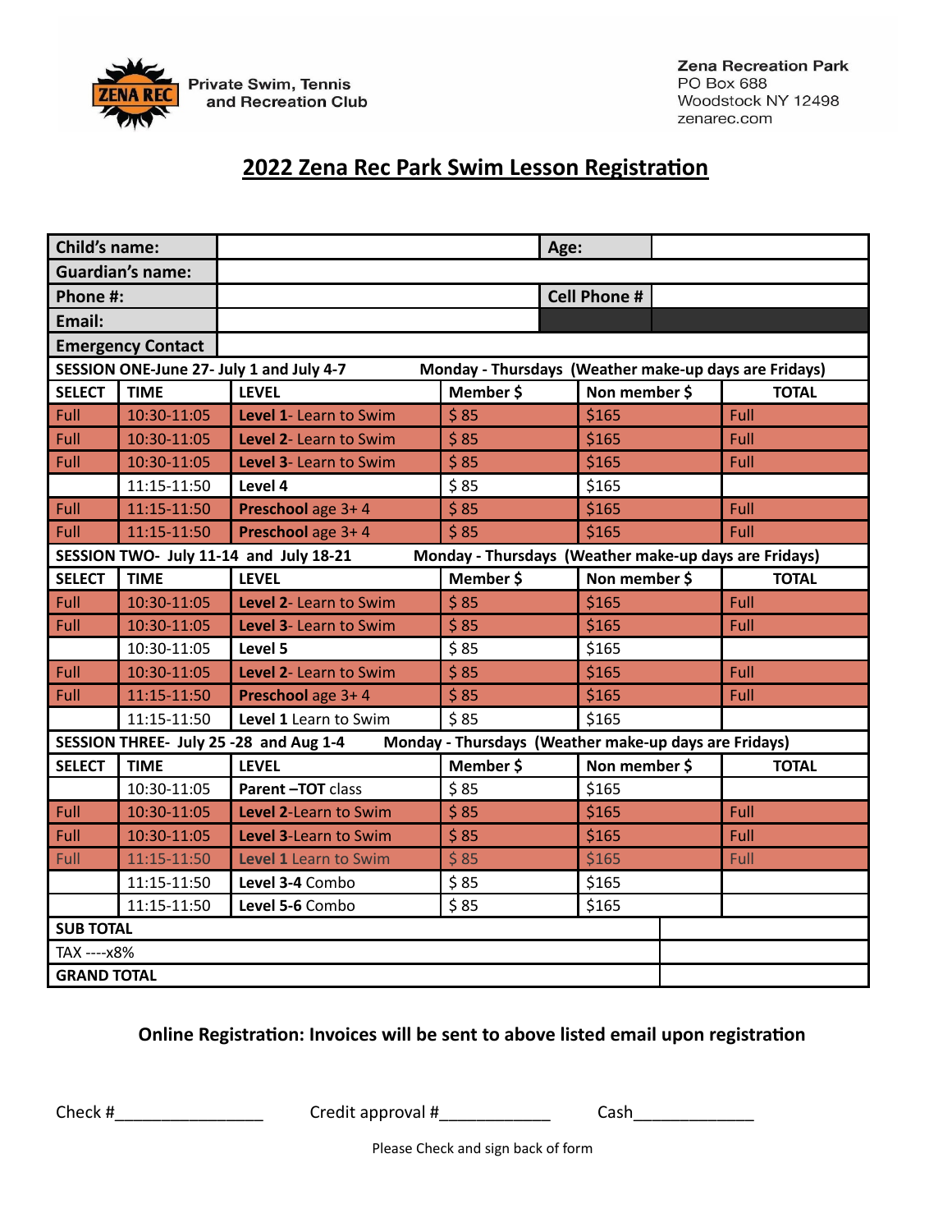ZENA REC Private Swim, Tennis and Recreation Club

Zena Recreation Park
PO Box 688
Woodstock NY 12498
zenarec.com

# 2022 Zena Rec Park Swim Lesson Registration

| **Child's name:** | | **Age:** | |
|---|---|---|---|
| **Guardian's name:** | | | |
| **Phone #:** | | **Cell Phone #** | |
| **Email:** | | | |
| **Emergency Contact** | | | |

| **SESSION ONE-June 27- July 1 and July 4-7** | | **Monday - Thursdays (Weather make-up days are Fridays)** | | | |
|---|---|---|---|---|---|
| **SELECT** | **TIME** | **LEVEL** | **Member $** | **Non member $** | **TOTAL** |
| Full | 10:30-11:05 | **Level 1**- Learn to Swim | $ 85 | $165 | Full |
| Full | 10:30-11:05 | **Level 2**- Learn to Swim | $ 85 | $165 | Full |
| Full | 10:30-11:05 | **Level 3**- Learn to Swim | $ 85 | $165 | Full |
| | 11:15-11:50 | **Level 4** | $ 85 | $165 | |
| Full | 11:15-11:50 | **Preschool** age 3+ 4 | $ 85 | $165 | Full |
| Full | 11:15-11:50 | **Preschool** age 3+ 4 | $ 85 | $165 | Full |
| **SESSION TWO- July 11-14 and July 18-21** | | **Monday - Thursdays (Weather make-up days are Fridays)** | | | |
| **SELECT** | **TIME** | **LEVEL** | **Member $** | **Non member $** | **TOTAL** |
| Full | 10:30-11:05 | **Level 2**- Learn to Swim | $ 85 | $165 | Full |
| Full | 10:30-11:05 | **Level 3**- Learn to Swim | $ 85 | $165 | Full |
| | 10:30-11:05 | **Level 5** | $ 85 | $165 | |
| Full | 10:30-11:05 | **Level 2**- Learn to Swim | $ 85 | $165 | Full |
| Full | 11:15-11:50 | **Preschool** age 3+ 4 | $ 85 | $165 | Full |
| | 11:15-11:50 | **Level 1** Learn to Swim | $ 85 | $165 | |
| **SESSION THREE- July 25 -28 and Aug 1-4** | | **Monday - Thursdays (Weather make-up days are Fridays)** | | | |
| **SELECT** | **TIME** | **LEVEL** | **Member $** | **Non member $** | **TOTAL** |
| | 10:30-11:05 | **Parent –TOT** class | $ 85 | $165 | |
| Full | 10:30-11:05 | **Level 2**-Learn to Swim | $ 85 | $165 | Full |
| Full | 10:30-11:05 | **Level 3**-Learn to Swim | $ 85 | $165 | Full |
| Full | 11:15-11:50 | **Level 1** Learn to Swim | $ 85 | $165 | Full |
| | 11:15-11:50 | **Level 3-4** Combo | $ 85 | $165 | |
| | 11:15-11:50 | **Level 5-6** Combo | $ 85 | $165 | |
| **SUB TOTAL** | | | | | |
| TAX ----x8% | | | | | |
| **GRAND TOTAL** | | | | | |

**Online Registration: Invoices will be sent to above listed email upon registration**

Check #________________ Credit approval #____________ Cash_____________

Please Check and sign back of form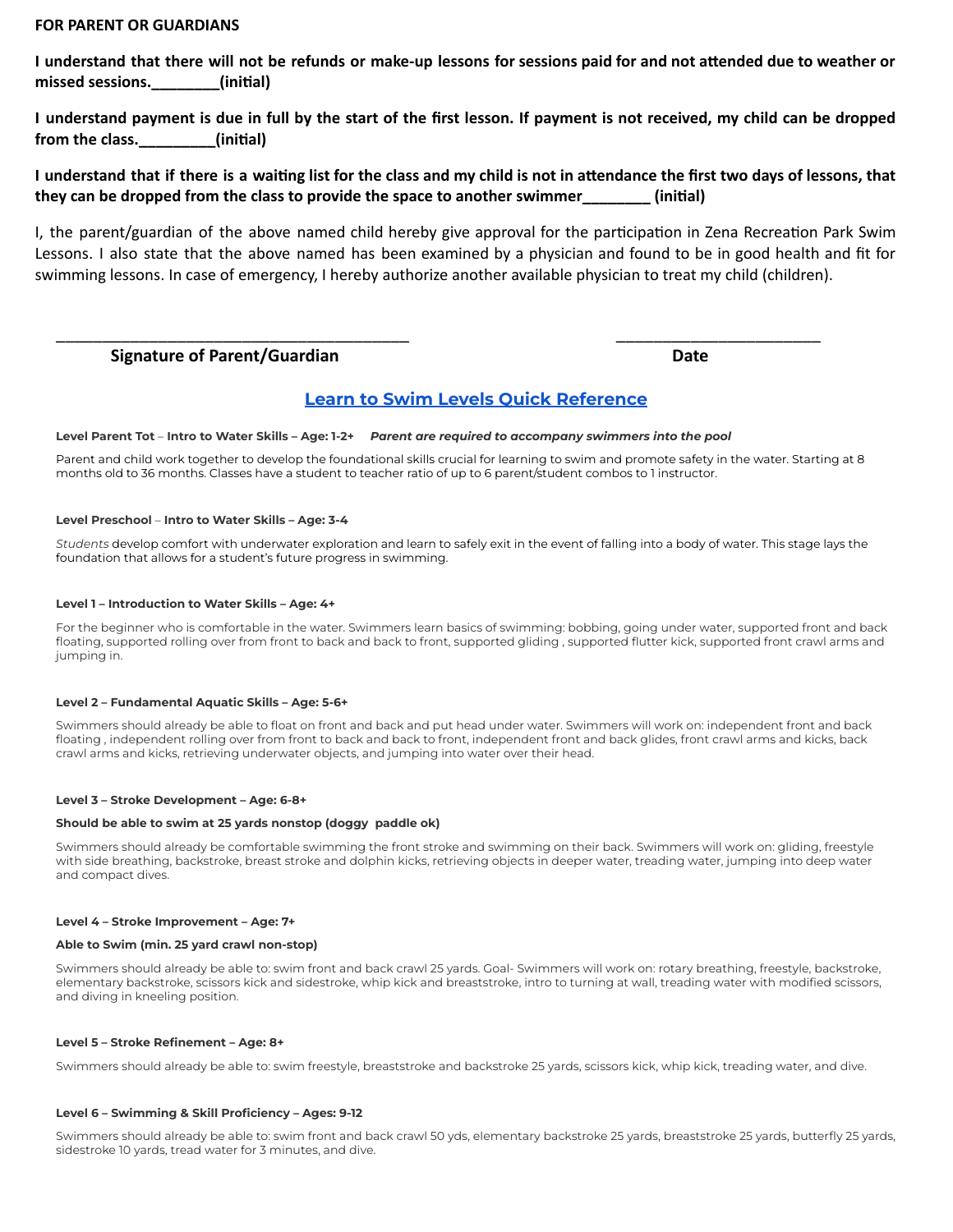**FOR PARENT OR GUARDIANS**

**I understand that there will not be refunds or make-up lessons for sessions paid for and not attended due to weather or missed sessions.________(initial)**

**I understand payment is due in full by the start of the first lesson. If payment is not received, my child can be dropped from the class._________(initial)**

**I understand that if there is a waiting list for the class and my child is not in attendance the first two days of lessons, that they can be dropped from the class to provide the space to another swimmer________ (initial)**

I, the parent/guardian of the above named child hereby give approval for the participation in Zena Recreation Park Swim Lessons. I also state that the above named has been examined by a physician and found to be in good health and fit for swimming lessons. In case of emergency, I hereby authorize another available physician to treat my child (children).

___________________________________________ ________________________

**Signature of Parent/Guardian** **Date**

## Learn to Swim Levels Quick Reference

**Level Parent Tot – Intro to Water Skills – Age: 1-2+** ***Parent are required to accompany swimmers into the pool***

Parent and child work together to develop the foundational skills crucial for learning to swim and promote safety in the water. Starting at 8 months old to 36 months. Classes have a student to teacher ratio of up to 6 parent/student combos to 1 instructor.

**Level Preschool – Intro to Water Skills – Age: 3-4**

*Students* develop comfort with underwater exploration and learn to safely exit in the event of falling into a body of water. This stage lays the foundation that allows for a student's future progress in swimming.

**Level 1 – Introduction to Water Skills – Age: 4+**

For the beginner who is comfortable in the water. Swimmers learn basics of swimming: bobbing, going under water, supported front and back floating, supported rolling over from front to back and back to front, supported gliding , supported flutter kick, supported front crawl arms and jumping in.

**Level 2 – Fundamental Aquatic Skills – Age: 5-6+**

Swimmers should already be able to float on front and back and put head under water. Swimmers will work on: independent front and back floating , independent rolling over from front to back and back to front, independent front and back glides, front crawl arms and kicks, back crawl arms and kicks, retrieving underwater objects, and jumping into water over their head.

**Level 3 – Stroke Development – Age: 6-8+**

**Should be able to swim at 25 yards nonstop (doggy paddle ok)**

Swimmers should already be comfortable swimming the front stroke and swimming on their back. Swimmers will work on: gliding, freestyle with side breathing, backstroke, breast stroke and dolphin kicks, retrieving objects in deeper water, treading water, jumping into deep water and compact dives.

**Level 4 – Stroke Improvement – Age: 7+**

**Able to Swim (min. 25 yard crawl non-stop)**

Swimmers should already be able to: swim front and back crawl 25 yards. Goal- Swimmers will work on: rotary breathing, freestyle, backstroke, elementary backstroke, scissors kick and sidestroke, whip kick and breaststroke, intro to turning at wall, treading water with modified scissors, and diving in kneeling position.

**Level 5 – Stroke Refinement – Age: 8+**

Swimmers should already be able to: swim freestyle, breaststroke and backstroke 25 yards, scissors kick, whip kick, treading water, and dive.

**Level 6 – Swimming & Skill Proficiency – Ages: 9-12**

Swimmers should already be able to: swim front and back crawl 50 yds, elementary backstroke 25 yards, breaststroke 25 yards, butterfly 25 yards, sidestroke 10 yards, tread water for 3 minutes, and dive.